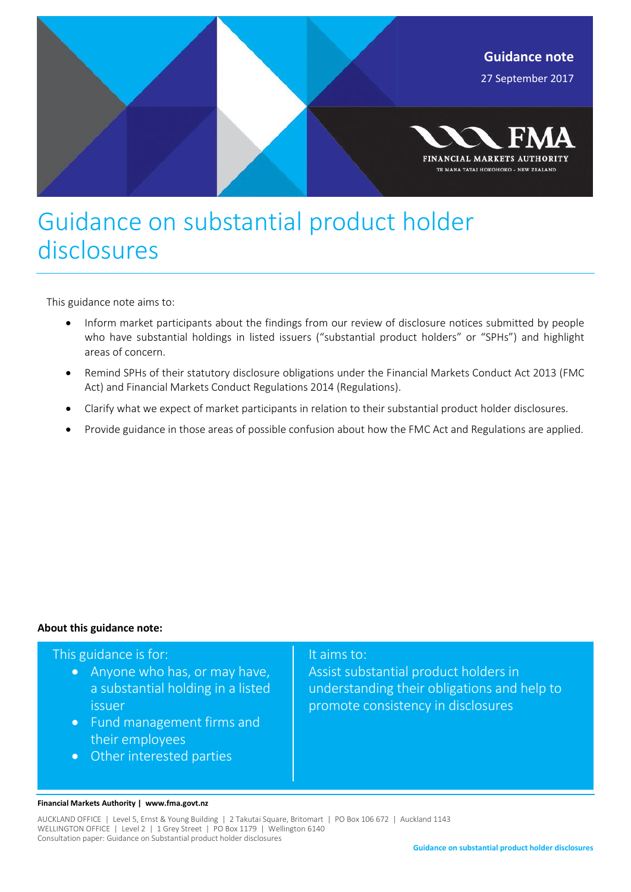**Guidance note**

27 September 2017

# Guidance on substantial product holder disclosures

This guidance note aims to:

- Inform market participants about the findings from our review of disclosure notices submitted by people who have substantial holdings in listed issuers ("substantial product holders" or "SPHs") and highlight areas of concern.
- Remind SPHs of their statutory disclosure obligations under the Financial Markets Conduct Act 2013 (FMC Act) and Financial Markets Conduct Regulations 2014 (Regulations).
- Clarify what we expect of market participants in relation to their substantial product holder disclosures.
- Provide guidance in those areas of possible confusion about how the FMC Act and Regulations are applied.

**About this guidance note:**

This guidance is for:

- Anyone who has, or may have, a substantial holding in a listed issuer
- Fund management firms and their employees
- Other interested parties

It aims to:

Assist substantial product holders in understanding their obligations and help to promote consistency in disclosures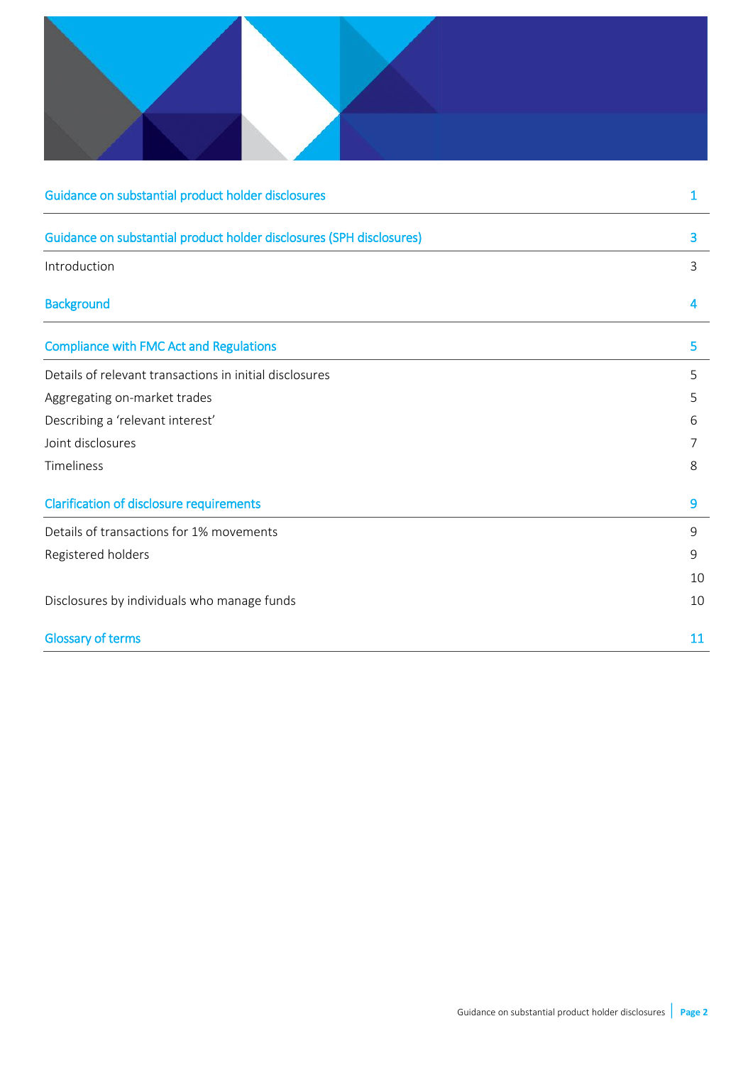| | |
|---|---|
| Guidance on substantial product holder disclosures | 1 |
| Guidance on substantial product holder disclosures (SPH disclosures) | 3 |
| Introduction | 3 |
| Background | 4 |
| Compliance with FMC Act and Regulations | 5 |
| Details of relevant transactions in initial disclosures | 5 |
| Aggregating on-market trades | 5 |
| Describing a 'relevant interest' | 6 |
| Joint disclosures | 7 |
| Timeliness | 8 |
| Clarification of disclosure requirements | 9 |
| Details of transactions for 1% movements | 9 |
| Registered holders | 9 |
| | 10 |
| Disclosures by individuals who manage funds | 10 |
| Glossary of terms | 11 |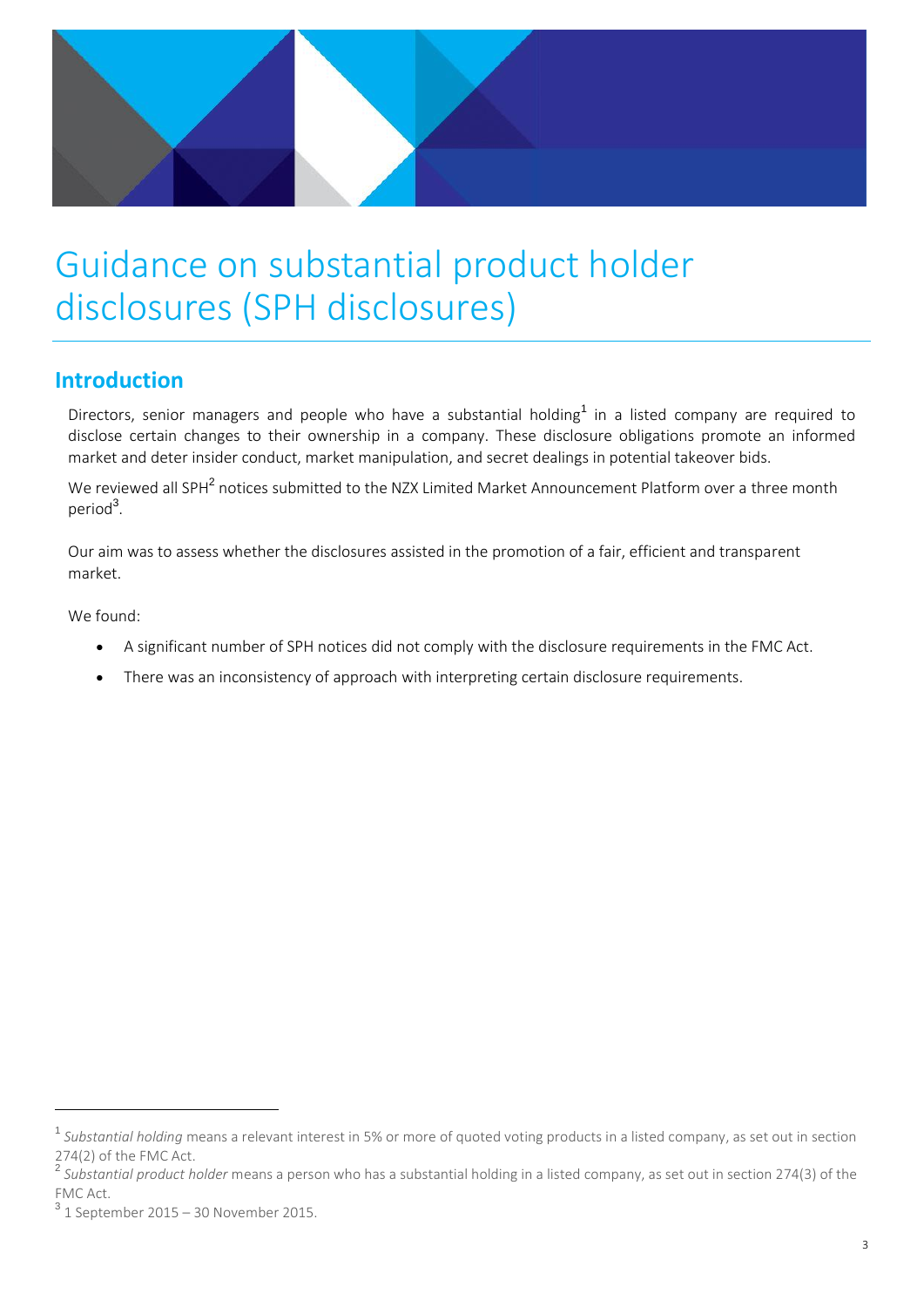# Guidance on substantial product holder disclosures (SPH disclosures)

## Introduction

Directors, senior managers and people who have a substantial holding[1] in a listed company are required to disclose certain changes to their ownership in a company. These disclosure obligations promote an informed market and deter insider conduct, market manipulation, and secret dealings in potential takeover bids.

We reviewed all SPH[2] notices submitted to the NZX Limited Market Announcement Platform over a three month period[3].

Our aim was to assess whether the disclosures assisted in the promotion of a fair, efficient and transparent market.

We found:

- A significant number of SPH notices did not comply with the disclosure requirements in the FMC Act.
- There was an inconsistency of approach with interpreting certain disclosure requirements.

---

[1] *Substantial holding* means a relevant interest in 5% or more of quoted voting products in a listed company, as set out in section 274(2) of the FMC Act.

[2] *Substantial product holder* means a person who has a substantial holding in a listed company, as set out in section 274(3) of the FMC Act.

[3] 1 September 2015 – 30 November 2015.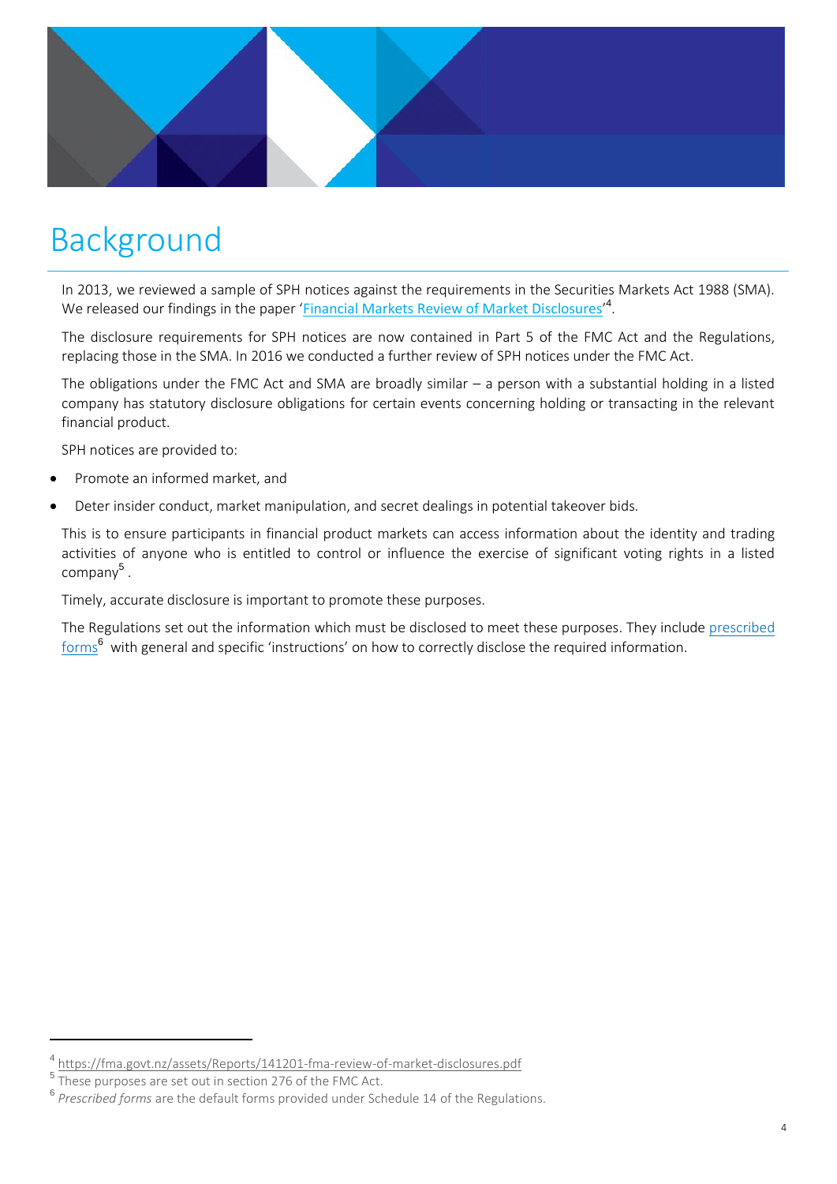# Background

In 2013, we reviewed a sample of SPH notices against the requirements in the Securities Markets Act 1988 (SMA). We released our findings in the paper '[Financial Markets Review of Market Disclosures](https://fma.govt.nz/assets/Reports/141201-fma-review-of-market-disclosures.pdf)'[4].

The disclosure requirements for SPH notices are now contained in Part 5 of the FMC Act and the Regulations, replacing those in the SMA. In 2016 we conducted a further review of SPH notices under the FMC Act.

The obligations under the FMC Act and SMA are broadly similar – a person with a substantial holding in a listed company has statutory disclosure obligations for certain events concerning holding or transacting in the relevant financial product.

SPH notices are provided to:

- Promote an informed market, and
- Deter insider conduct, market manipulation, and secret dealings in potential takeover bids.

This is to ensure participants in financial product markets can access information about the identity and trading activities of anyone who is entitled to control or influence the exercise of significant voting rights in a listed company[5].

Timely, accurate disclosure is important to promote these purposes.

The Regulations set out the information which must be disclosed to meet these purposes. They include prescribed forms[6] with general and specific 'instructions' on how to correctly disclose the required information.

---

[4] https://fma.govt.nz/assets/Reports/141201-fma-review-of-market-disclosures.pdf

[5] These purposes are set out in section 276 of the FMC Act.

[6] *Prescribed forms* are the default forms provided under Schedule 14 of the Regulations.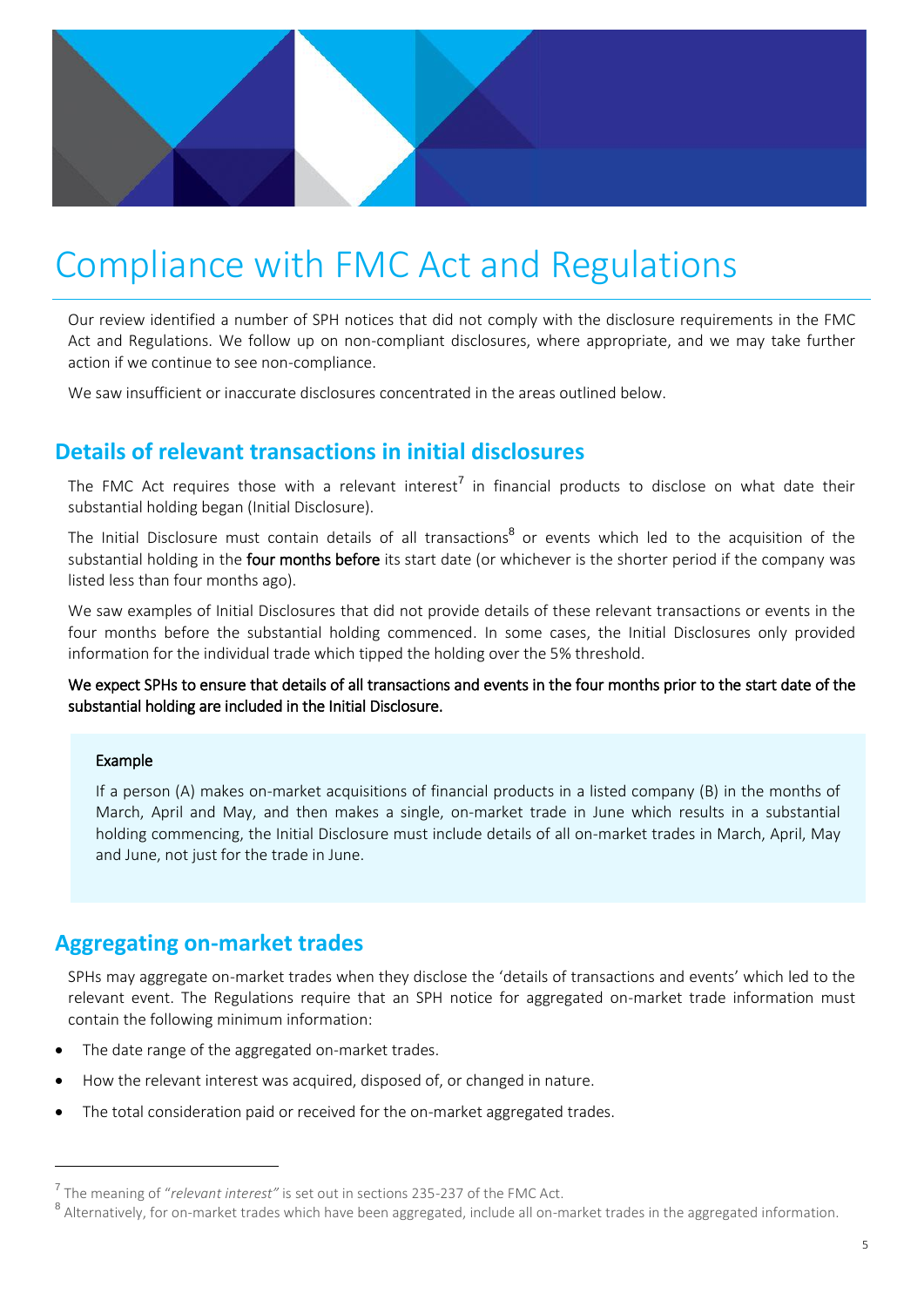# Compliance with FMC Act and Regulations

Our review identified a number of SPH notices that did not comply with the disclosure requirements in the FMC Act and Regulations. We follow up on non-compliant disclosures, where appropriate, and we may take further action if we continue to see non-compliance.

We saw insufficient or inaccurate disclosures concentrated in the areas outlined below.

## Details of relevant transactions in initial disclosures

The FMC Act requires those with a relevant interest[7] in financial products to disclose on what date their substantial holding began (Initial Disclosure).

The Initial Disclosure must contain details of all transactions[8] or events which led to the acquisition of the substantial holding in the **four months before** its start date (or whichever is the shorter period if the company was listed less than four months ago).

We saw examples of Initial Disclosures that did not provide details of these relevant transactions or events in the four months before the substantial holding commenced. In some cases, the Initial Disclosures only provided information for the individual trade which tipped the holding over the 5% threshold.

**We expect SPHs to ensure that details of all transactions and events in the four months prior to the start date of the substantial holding are included in the Initial Disclosure.**

> **Example**
>
> If a person (A) makes on-market acquisitions of financial products in a listed company (B) in the months of March, April and May, and then makes a single, on-market trade in June which results in a substantial holding commencing, the Initial Disclosure must include details of all on-market trades in March, April, May and June, not just for the trade in June.

## Aggregating on-market trades

SPHs may aggregate on-market trades when they disclose the 'details of transactions and events' which led to the relevant event. The Regulations require that an SPH notice for aggregated on-market trade information must contain the following minimum information:

- The date range of the aggregated on-market trades.
- How the relevant interest was acquired, disposed of, or changed in nature.
- The total consideration paid or received for the on-market aggregated trades.

---

[7] The meaning of "*relevant interest"* is set out in sections 235-237 of the FMC Act.

[8] Alternatively, for on-market trades which have been aggregated, include all on-market trades in the aggregated information.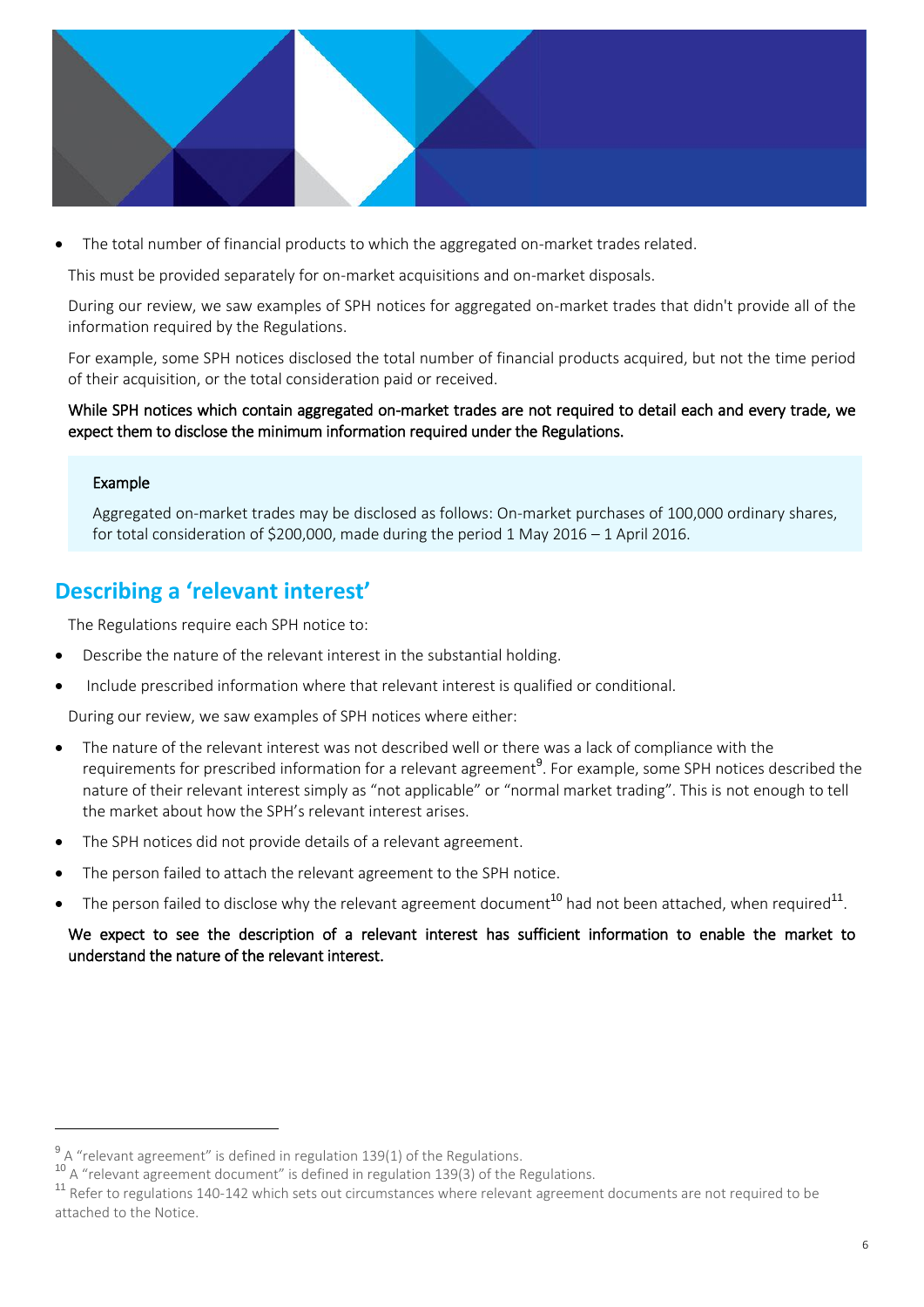- The total number of financial products to which the aggregated on-market trades related.

This must be provided separately for on-market acquisitions and on-market disposals.

During our review, we saw examples of SPH notices for aggregated on-market trades that didn't provide all of the information required by the Regulations.

For example, some SPH notices disclosed the total number of financial products acquired, but not the time period of their acquisition, or the total consideration paid or received.

**While SPH notices which contain aggregated on-market trades are not required to detail each and every trade, we expect them to disclose the minimum information required under the Regulations.**

> **Example**
>
> Aggregated on-market trades may be disclosed as follows: On-market purchases of 100,000 ordinary shares, for total consideration of $200,000, made during the period 1 May 2016 – 1 April 2016.

## Describing a 'relevant interest'

The Regulations require each SPH notice to:

- Describe the nature of the relevant interest in the substantial holding.
- Include prescribed information where that relevant interest is qualified or conditional.

During our review, we saw examples of SPH notices where either:

- The nature of the relevant interest was not described well or there was a lack of compliance with the requirements for prescribed information for a relevant agreement[9]. For example, some SPH notices described the nature of their relevant interest simply as "not applicable" or "normal market trading". This is not enough to tell the market about how the SPH's relevant interest arises.
- The SPH notices did not provide details of a relevant agreement.
- The person failed to attach the relevant agreement to the SPH notice.
- The person failed to disclose why the relevant agreement document[10] had not been attached, when required[11].

**We expect to see the description of a relevant interest has sufficient information to enable the market to understand the nature of the relevant interest.**

---

[9] A "relevant agreement" is defined in regulation 139(1) of the Regulations.

[10] A "relevant agreement document" is defined in regulation 139(3) of the Regulations.

[11] Refer to regulations 140-142 which sets out circumstances where relevant agreement documents are not required to be attached to the Notice.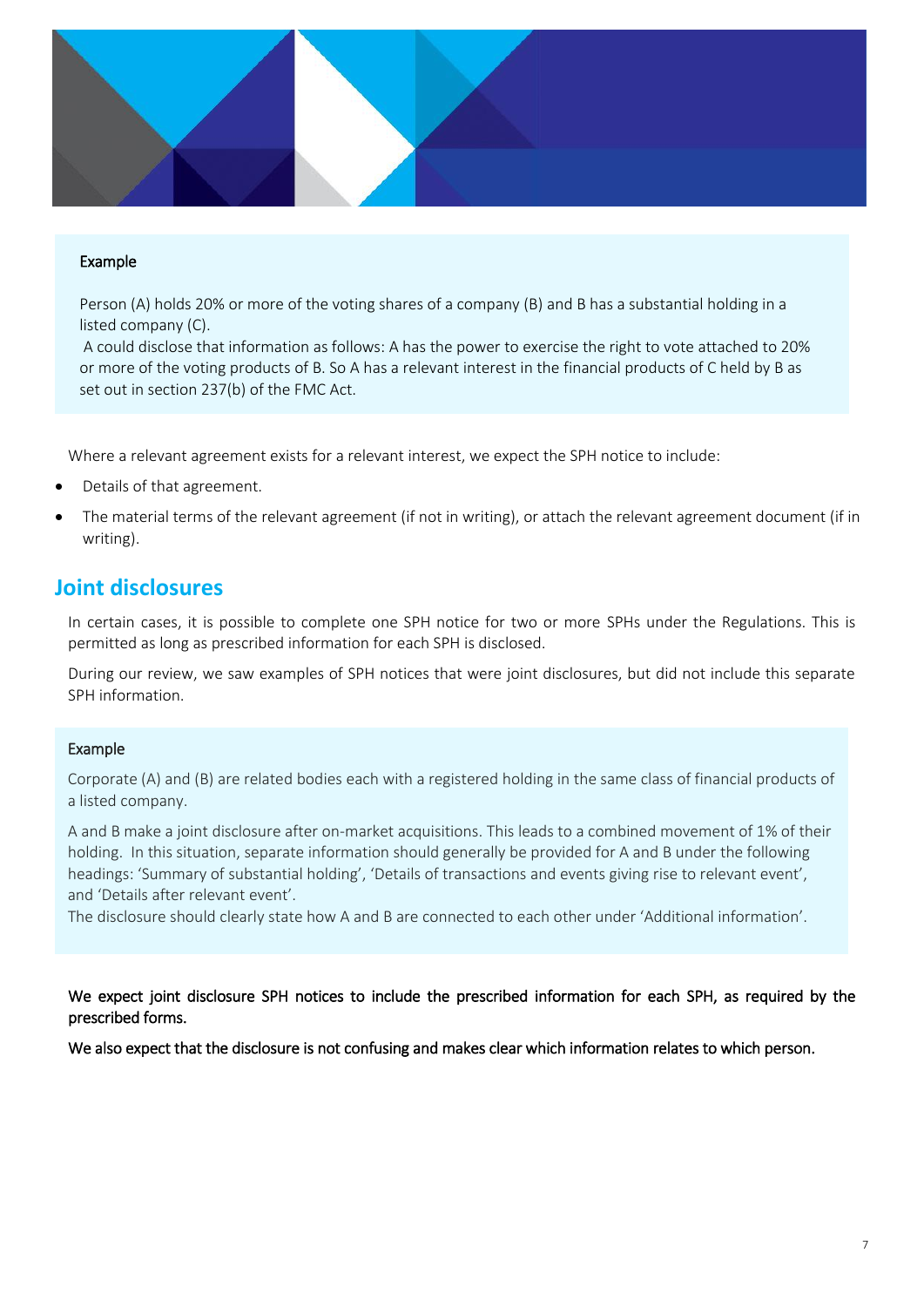### Example

Person (A) holds 20% or more of the voting shares of a company (B) and B has a substantial holding in a listed company (C).

A could disclose that information as follows: A has the power to exercise the right to vote attached to 20% or more of the voting products of B. So A has a relevant interest in the financial products of C held by B as set out in section 237(b) of the FMC Act.

Where a relevant agreement exists for a relevant interest, we expect the SPH notice to include:

- Details of that agreement.
- The material terms of the relevant agreement (if not in writing), or attach the relevant agreement document (if in writing).

## Joint disclosures

In certain cases, it is possible to complete one SPH notice for two or more SPHs under the Regulations. This is permitted as long as prescribed information for each SPH is disclosed.

During our review, we saw examples of SPH notices that were joint disclosures, but did not include this separate SPH information.

### Example

Corporate (A) and (B) are related bodies each with a registered holding in the same class of financial products of a listed company.

A and B make a joint disclosure after on-market acquisitions. This leads to a combined movement of 1% of their holding. In this situation, separate information should generally be provided for A and B under the following headings: 'Summary of substantial holding', 'Details of transactions and events giving rise to relevant event', and 'Details after relevant event'.

The disclosure should clearly state how A and B are connected to each other under 'Additional information'.

**We expect joint disclosure SPH notices to include the prescribed information for each SPH, as required by the prescribed forms.**

**We also expect that the disclosure is not confusing and makes clear which information relates to which person.**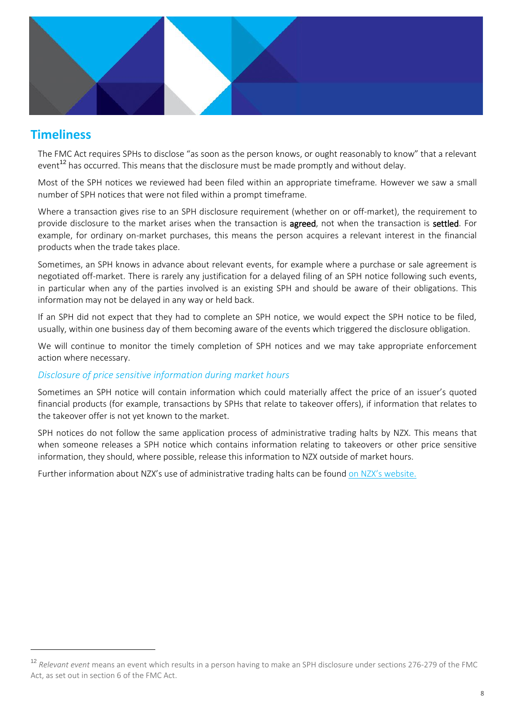## Timeliness

The FMC Act requires SPHs to disclose "as soon as the person knows, or ought reasonably to know" that a relevant event[12] has occurred. This means that the disclosure must be made promptly and without delay.

Most of the SPH notices we reviewed had been filed within an appropriate timeframe. However we saw a small number of SPH notices that were not filed within a prompt timeframe.

Where a transaction gives rise to an SPH disclosure requirement (whether on or off-market), the requirement to provide disclosure to the market arises when the transaction is **agreed**, not when the transaction is **settled**. For example, for ordinary on-market purchases, this means the person acquires a relevant interest in the financial products when the trade takes place.

Sometimes, an SPH knows in advance about relevant events, for example where a purchase or sale agreement is negotiated off-market. There is rarely any justification for a delayed filing of an SPH notice following such events, in particular when any of the parties involved is an existing SPH and should be aware of their obligations. This information may not be delayed in any way or held back.

If an SPH did not expect that they had to complete an SPH notice, we would expect the SPH notice to be filed, usually, within one business day of them becoming aware of the events which triggered the disclosure obligation.

We will continue to monitor the timely completion of SPH notices and we may take appropriate enforcement action where necessary.

### *Disclosure of price sensitive information during market hours*

Sometimes an SPH notice will contain information which could materially affect the price of an issuer's quoted financial products (for example, transactions by SPHs that relate to takeover offers), if information that relates to the takeover offer is not yet known to the market.

SPH notices do not follow the same application process of administrative trading halts by NZX. This means that when someone releases a SPH notice which contains information relating to takeovers or other price sensitive information, they should, where possible, release this information to NZX outside of market hours.

Further information about NZX's use of administrative trading halts can be found on NZX's website.

---

[12] *Relevant event* means an event which results in a person having to make an SPH disclosure under sections 276-279 of the FMC Act, as set out in section 6 of the FMC Act.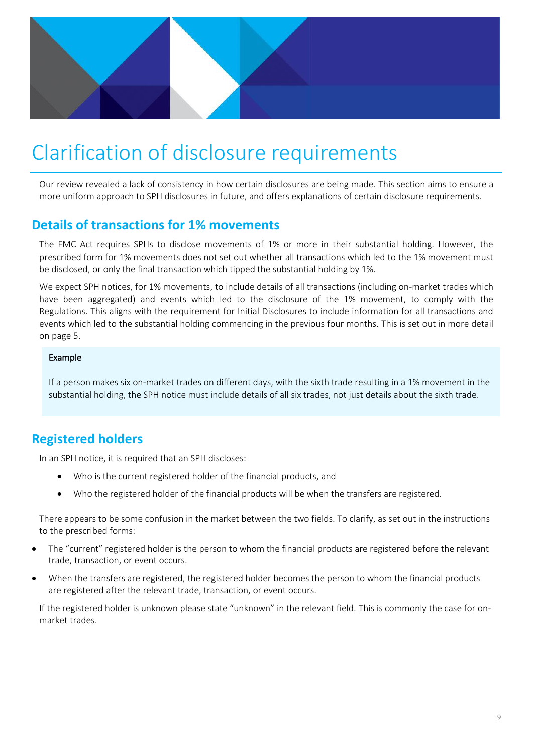# Clarification of disclosure requirements

Our review revealed a lack of consistency in how certain disclosures are being made. This section aims to ensure a more uniform approach to SPH disclosures in future, and offers explanations of certain disclosure requirements.

## Details of transactions for 1% movements

The FMC Act requires SPHs to disclose movements of 1% or more in their substantial holding. However, the prescribed form for 1% movements does not set out whether all transactions which led to the 1% movement must be disclosed, or only the final transaction which tipped the substantial holding by 1%.

We expect SPH notices, for 1% movements, to include details of all transactions (including on-market trades which have been aggregated) and events which led to the disclosure of the 1% movement, to comply with the Regulations. This aligns with the requirement for Initial Disclosures to include information for all transactions and events which led to the substantial holding commencing in the previous four months. This is set out in more detail on page 5.

> **Example**
>
> If a person makes six on-market trades on different days, with the sixth trade resulting in a 1% movement in the substantial holding, the SPH notice must include details of all six trades, not just details about the sixth trade.

## Registered holders

In an SPH notice, it is required that an SPH discloses:

- Who is the current registered holder of the financial products, and
- Who the registered holder of the financial products will be when the transfers are registered.

There appears to be some confusion in the market between the two fields. To clarify, as set out in the instructions to the prescribed forms:

- The "current" registered holder is the person to whom the financial products are registered before the relevant trade, transaction, or event occurs.
- When the transfers are registered, the registered holder becomes the person to whom the financial products are registered after the relevant trade, transaction, or event occurs.

If the registered holder is unknown please state "unknown" in the relevant field. This is commonly the case for on-market trades.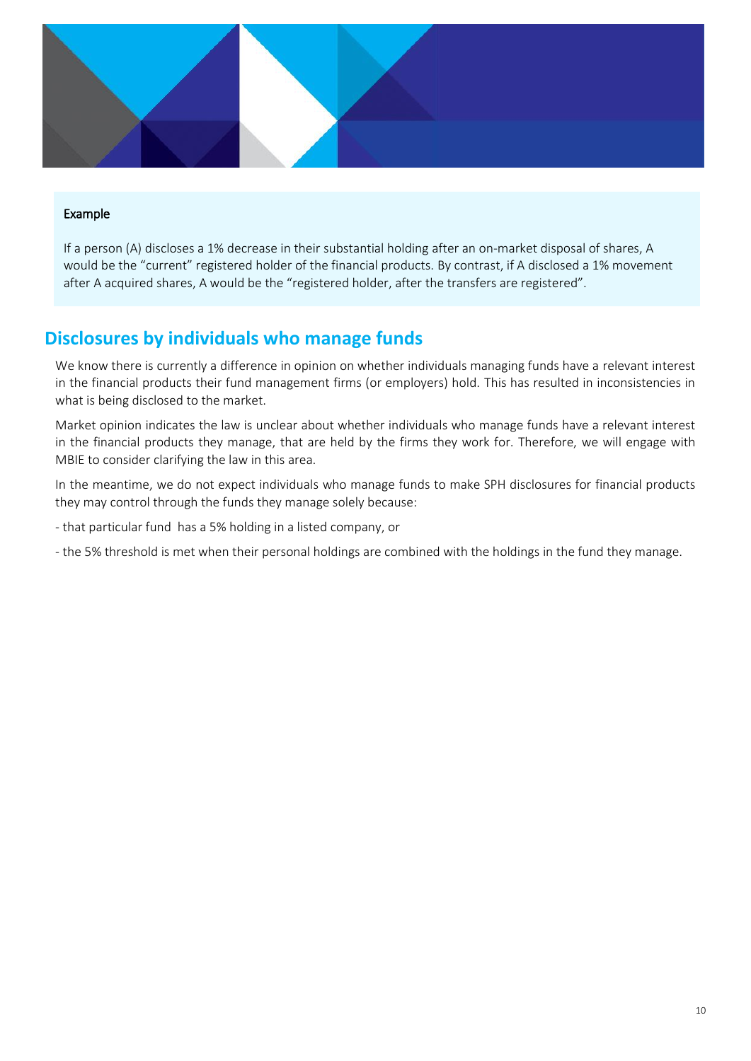Example

If a person (A) discloses a 1% decrease in their substantial holding after an on-market disposal of shares, A would be the "current" registered holder of the financial products. By contrast, if A disclosed a 1% movement after A acquired shares, A would be the "registered holder, after the transfers are registered".

## Disclosures by individuals who manage funds

We know there is currently a difference in opinion on whether individuals managing funds have a relevant interest in the financial products their fund management firms (or employers) hold. This has resulted in inconsistencies in what is being disclosed to the market.

Market opinion indicates the law is unclear about whether individuals who manage funds have a relevant interest in the financial products they manage, that are held by the firms they work for. Therefore, we will engage with MBIE to consider clarifying the law in this area.

In the meantime, we do not expect individuals who manage funds to make SPH disclosures for financial products they may control through the funds they manage solely because:

- that particular fund has a 5% holding in a listed company, or
- the 5% threshold is met when their personal holdings are combined with the holdings in the fund they manage.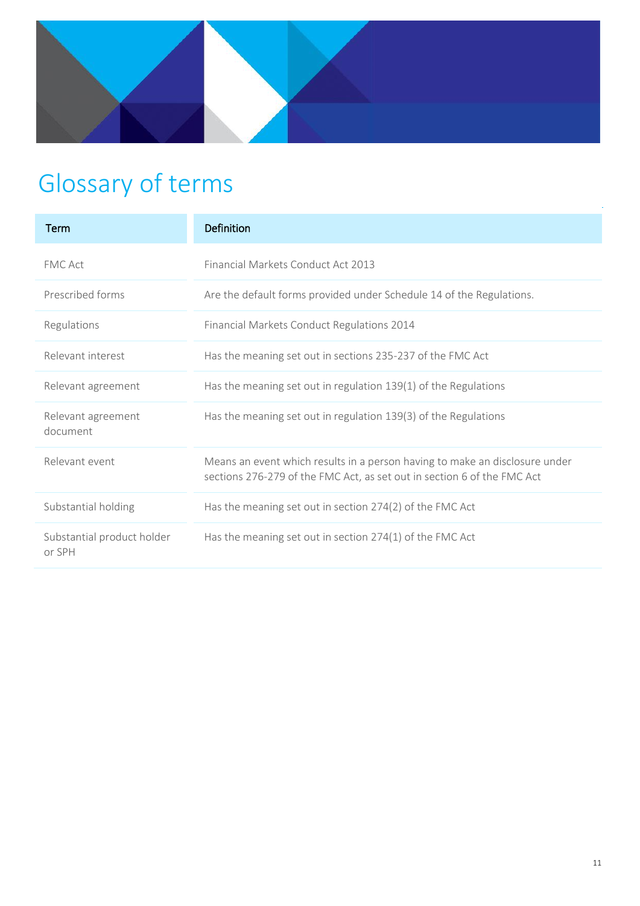# Glossary of terms

| Term | Definition |
|---|---|
| FMC Act | Financial Markets Conduct Act 2013 |
| Prescribed forms | Are the default forms provided under Schedule 14 of the Regulations. |
| Regulations | Financial Markets Conduct Regulations 2014 |
| Relevant interest | Has the meaning set out in sections 235-237 of the FMC Act |
| Relevant agreement | Has the meaning set out in regulation 139(1) of the Regulations |
| Relevant agreement document | Has the meaning set out in regulation 139(3) of the Regulations |
| Relevant event | Means an event which results in a person having to make an disclosure under sections 276-279 of the FMC Act, as set out in section 6 of the FMC Act |
| Substantial holding | Has the meaning set out in section 274(2) of the FMC Act |
| Substantial product holder or SPH | Has the meaning set out in section 274(1) of the FMC Act |